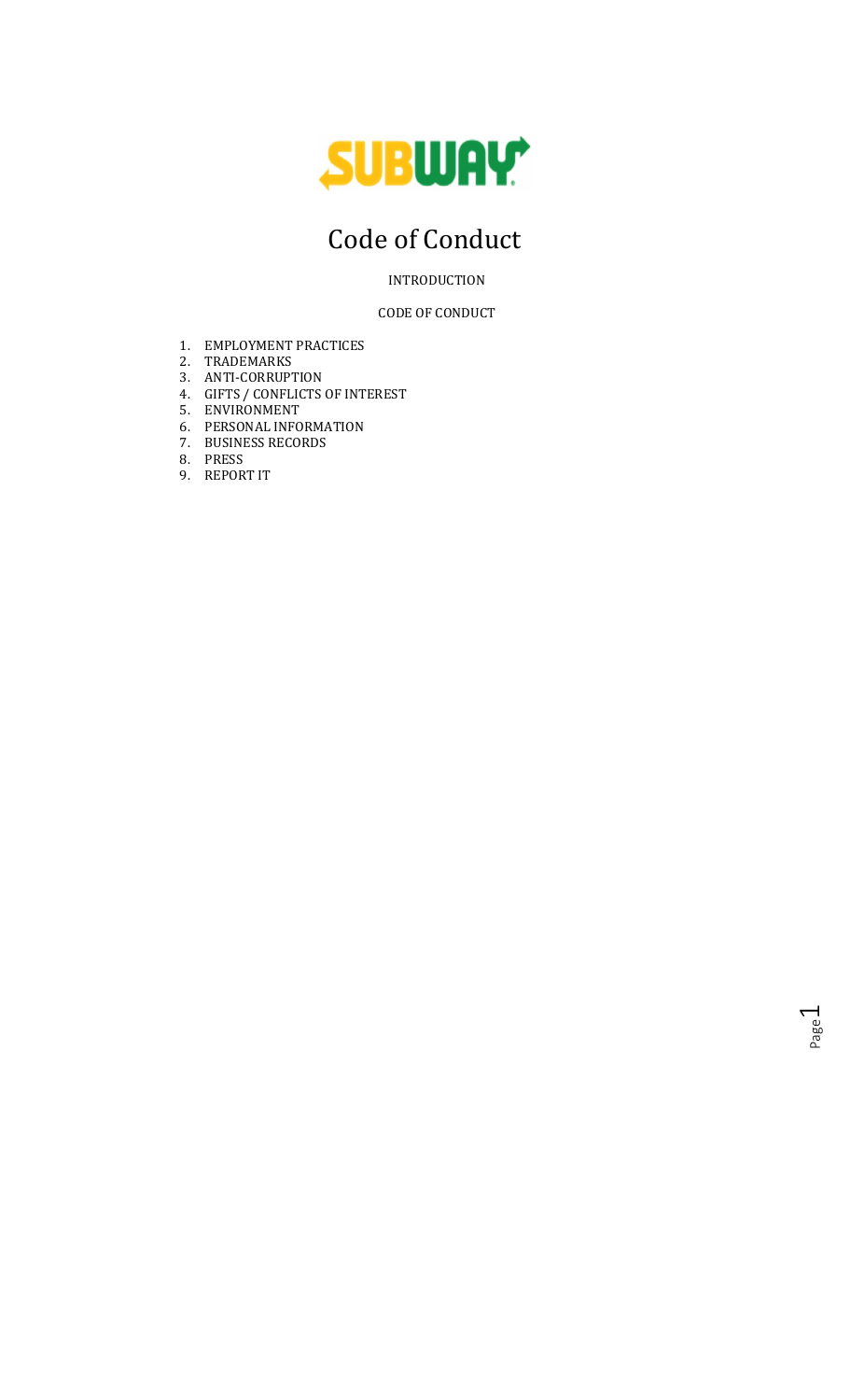# Code of Conduct

INTRODUCTION

CODE OF CONDUCT

1. EMPLOYMENT PRACTICES
2. TRADEMARKS
3. ANTI-CORRUPTION
4. GIFTS / CONFLICTS OF INTEREST
5. ENVIRONMENT
6. PERSONAL INFORMATION
7. BUSINESS RECORDS
8. PRESS
9. REPORT IT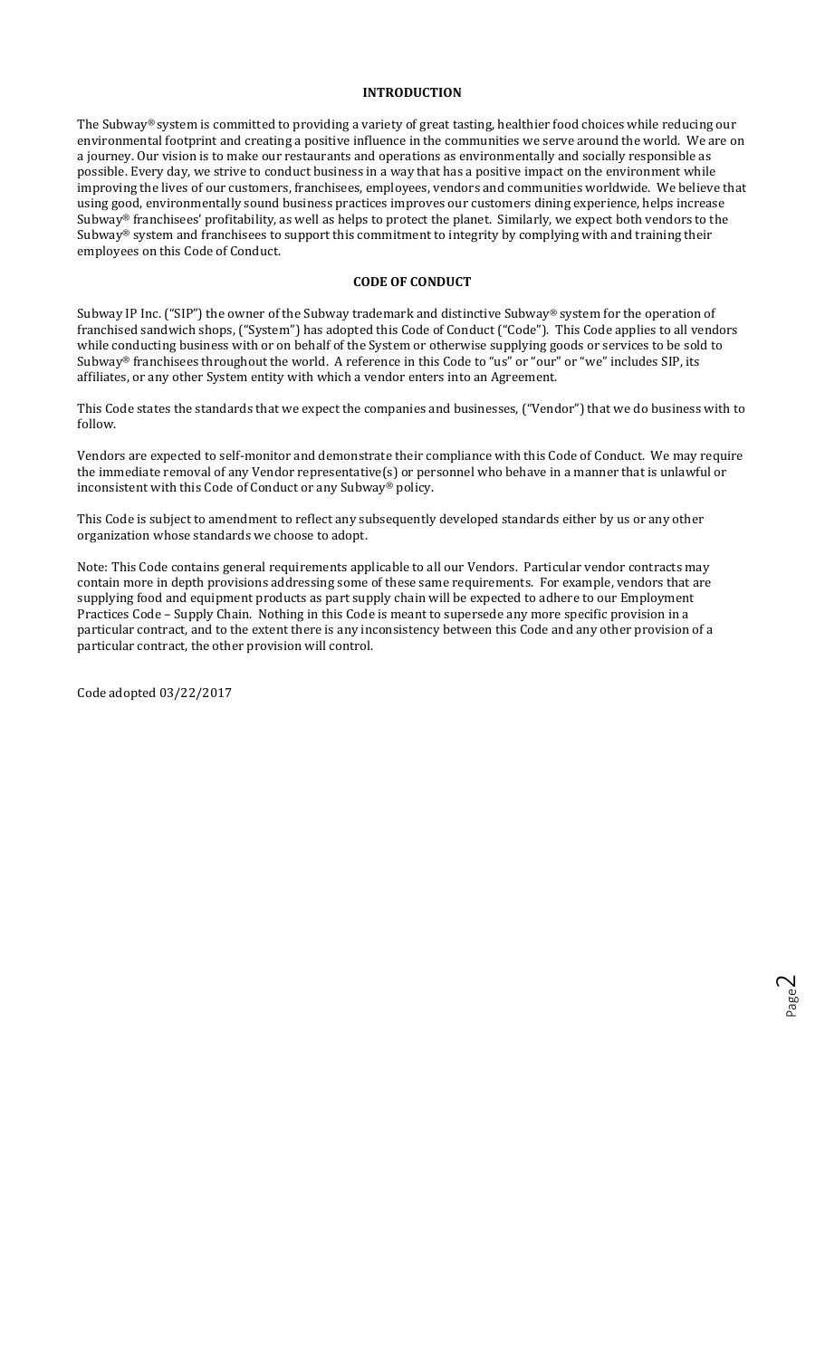## INTRODUCTION

The Subway® system is committed to providing a variety of great tasting, healthier food choices while reducing our environmental footprint and creating a positive influence in the communities we serve around the world. We are on a journey. Our vision is to make our restaurants and operations as environmentally and socially responsible as possible. Every day, we strive to conduct business in a way that has a positive impact on the environment while improving the lives of our customers, franchisees, employees, vendors and communities worldwide. We believe that using good, environmentally sound business practices improves our customers dining experience, helps increase Subway® franchisees' profitability, as well as helps to protect the planet. Similarly, we expect both vendors to the Subway® system and franchisees to support this commitment to integrity by complying with and training their employees on this Code of Conduct.

## CODE OF CONDUCT

Subway IP Inc. ("SIP") the owner of the Subway trademark and distinctive Subway® system for the operation of franchised sandwich shops, ("System") has adopted this Code of Conduct ("Code"). This Code applies to all vendors while conducting business with or on behalf of the System or otherwise supplying goods or services to be sold to Subway® franchisees throughout the world. A reference in this Code to "us" or "our" or "we" includes SIP, its affiliates, or any other System entity with which a vendor enters into an Agreement.

This Code states the standards that we expect the companies and businesses, ("Vendor") that we do business with to follow.

Vendors are expected to self-monitor and demonstrate their compliance with this Code of Conduct. We may require the immediate removal of any Vendor representative(s) or personnel who behave in a manner that is unlawful or inconsistent with this Code of Conduct or any Subway® policy.

This Code is subject to amendment to reflect any subsequently developed standards either by us or any other organization whose standards we choose to adopt.

Note: This Code contains general requirements applicable to all our Vendors. Particular vendor contracts may contain more in depth provisions addressing some of these same requirements. For example, vendors that are supplying food and equipment products as part supply chain will be expected to adhere to our Employment Practices Code – Supply Chain. Nothing in this Code is meant to supersede any more specific provision in a particular contract, and to the extent there is any inconsistency between this Code and any other provision of a particular contract, the other provision will control.

Code adopted 03/22/2017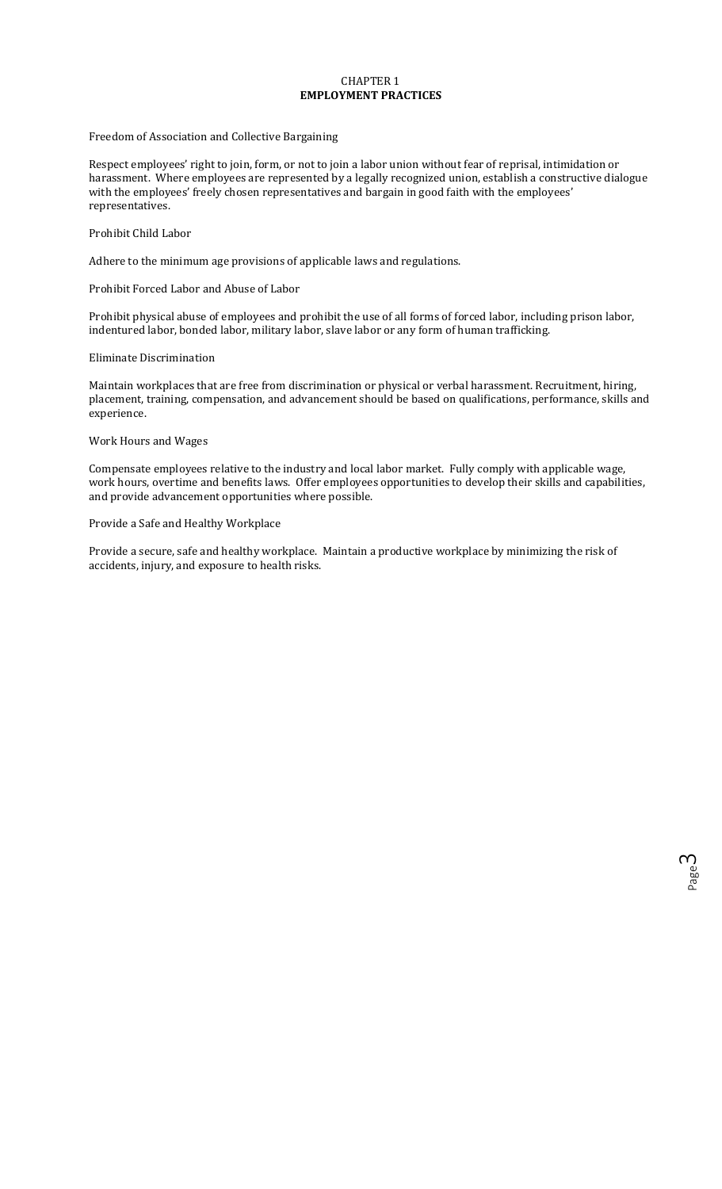# CHAPTER 1
# EMPLOYMENT PRACTICES

## Freedom of Association and Collective Bargaining

Respect employees' right to join, form, or not to join a labor union without fear of reprisal, intimidation or harassment. Where employees are represented by a legally recognized union, establish a constructive dialogue with the employees' freely chosen representatives and bargain in good faith with the employees' representatives.

## Prohibit Child Labor

Adhere to the minimum age provisions of applicable laws and regulations.

## Prohibit Forced Labor and Abuse of Labor

Prohibit physical abuse of employees and prohibit the use of all forms of forced labor, including prison labor, indentured labor, bonded labor, military labor, slave labor or any form of human trafficking.

## Eliminate Discrimination

Maintain workplaces that are free from discrimination or physical or verbal harassment. Recruitment, hiring, placement, training, compensation, and advancement should be based on qualifications, performance, skills and experience.

## Work Hours and Wages

Compensate employees relative to the industry and local labor market. Fully comply with applicable wage, work hours, overtime and benefits laws. Offer employees opportunities to develop their skills and capabilities, and provide advancement opportunities where possible.

## Provide a Safe and Healthy Workplace

Provide a secure, safe and healthy workplace. Maintain a productive workplace by minimizing the risk of accidents, injury, and exposure to health risks.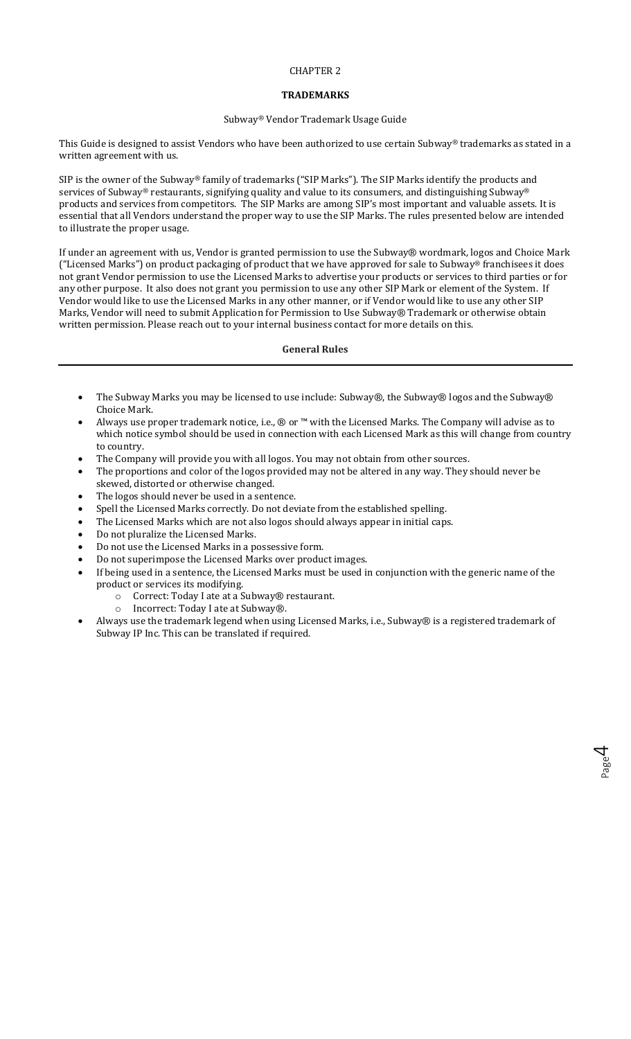CHAPTER 2

# TRADEMARKS

Subway® Vendor Trademark Usage Guide

This Guide is designed to assist Vendors who have been authorized to use certain Subway® trademarks as stated in a written agreement with us.

SIP is the owner of the Subway® family of trademarks ("SIP Marks"). The SIP Marks identify the products and services of Subway® restaurants, signifying quality and value to its consumers, and distinguishing Subway® products and services from competitors. The SIP Marks are among SIP's most important and valuable assets. It is essential that all Vendors understand the proper way to use the SIP Marks. The rules presented below are intended to illustrate the proper usage.

If under an agreement with us, Vendor is granted permission to use the Subway® wordmark, logos and Choice Mark ("Licensed Marks") on product packaging of product that we have approved for sale to Subway® franchisees it does not grant Vendor permission to use the Licensed Marks to advertise your products or services to third parties or for any other purpose. It also does not grant you permission to use any other SIP Mark or element of the System. If Vendor would like to use the Licensed Marks in any other manner, or if Vendor would like to use any other SIP Marks, Vendor will need to submit Application for Permission to Use Subway® Trademark or otherwise obtain written permission. Please reach out to your internal business contact for more details on this.

## General Rules

- The Subway Marks you may be licensed to use include: Subway®, the Subway® logos and the Subway® Choice Mark.
- Always use proper trademark notice, i.e., ® or ™ with the Licensed Marks. The Company will advise as to which notice symbol should be used in connection with each Licensed Mark as this will change from country to country.
- The Company will provide you with all logos. You may not obtain from other sources.
- The proportions and color of the logos provided may not be altered in any way. They should never be skewed, distorted or otherwise changed.
- The logos should never be used in a sentence.
- Spell the Licensed Marks correctly. Do not deviate from the established spelling.
- The Licensed Marks which are not also logos should always appear in initial caps.
- Do not pluralize the Licensed Marks.
- Do not use the Licensed Marks in a possessive form.
- Do not superimpose the Licensed Marks over product images.
- If being used in a sentence, the Licensed Marks must be used in conjunction with the generic name of the product or services its modifying.
  - Correct: Today I ate at a Subway® restaurant.
  - Incorrect: Today I ate at Subway®.
- Always use the trademark legend when using Licensed Marks, i.e., Subway® is a registered trademark of Subway IP Inc. This can be translated if required.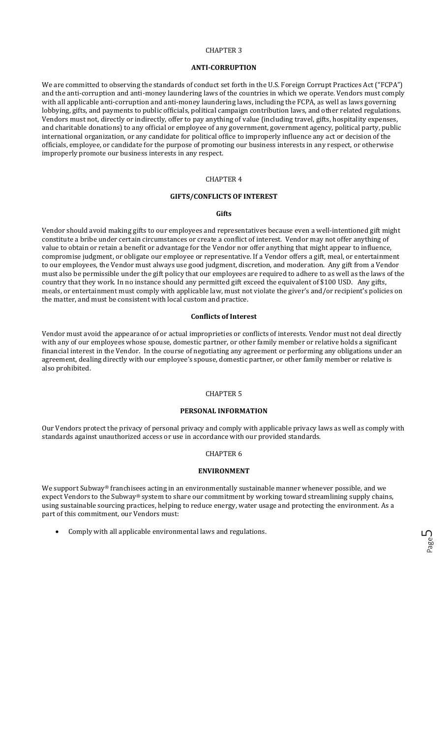CHAPTER 3

## ANTI-CORRUPTION

We are committed to observing the standards of conduct set forth in the U.S. Foreign Corrupt Practices Act ("FCPA") and the anti-corruption and anti-money laundering laws of the countries in which we operate. Vendors must comply with all applicable anti-corruption and anti-money laundering laws, including the FCPA, as well as laws governing lobbying, gifts, and payments to public officials, political campaign contribution laws, and other related regulations. Vendors must not, directly or indirectly, offer to pay anything of value (including travel, gifts, hospitality expenses, and charitable donations) to any official or employee of any government, government agency, political party, public international organization, or any candidate for political office to improperly influence any act or decision of the officials, employee, or candidate for the purpose of promoting our business interests in any respect, or otherwise improperly promote our business interests in any respect.

CHAPTER 4

## GIFTS/CONFLICTS OF INTEREST

### Gifts

Vendor should avoid making gifts to our employees and representatives because even a well-intentioned gift might constitute a bribe under certain circumstances or create a conflict of interest. Vendor may not offer anything of value to obtain or retain a benefit or advantage for the Vendor nor offer anything that might appear to influence, compromise judgment, or obligate our employee or representative. If a Vendor offers a gift, meal, or entertainment to our employees, the Vendor must always use good judgment, discretion, and moderation. Any gift from a Vendor must also be permissible under the gift policy that our employees are required to adhere to as well as the laws of the country that they work. In no instance should any permitted gift exceed the equivalent of $100 USD. Any gifts, meals, or entertainment must comply with applicable law, must not violate the giver's and/or recipient's policies on the matter, and must be consistent with local custom and practice.

### Conflicts of Interest

Vendor must avoid the appearance of or actual improprieties or conflicts of interests. Vendor must not deal directly with any of our employees whose spouse, domestic partner, or other family member or relative holds a significant financial interest in the Vendor. In the course of negotiating any agreement or performing any obligations under an agreement, dealing directly with our employee's spouse, domestic partner, or other family member or relative is also prohibited.

CHAPTER 5

## PERSONAL INFORMATION

Our Vendors protect the privacy of personal privacy and comply with applicable privacy laws as well as comply with standards against unauthorized access or use in accordance with our provided standards.

CHAPTER 6

## ENVIRONMENT

We support Subway® franchisees acting in an environmentally sustainable manner whenever possible, and we expect Vendors to the Subway® system to share our commitment by working toward streamlining supply chains, using sustainable sourcing practices, helping to reduce energy, water usage and protecting the environment. As a part of this commitment, our Vendors must:

- Comply with all applicable environmental laws and regulations.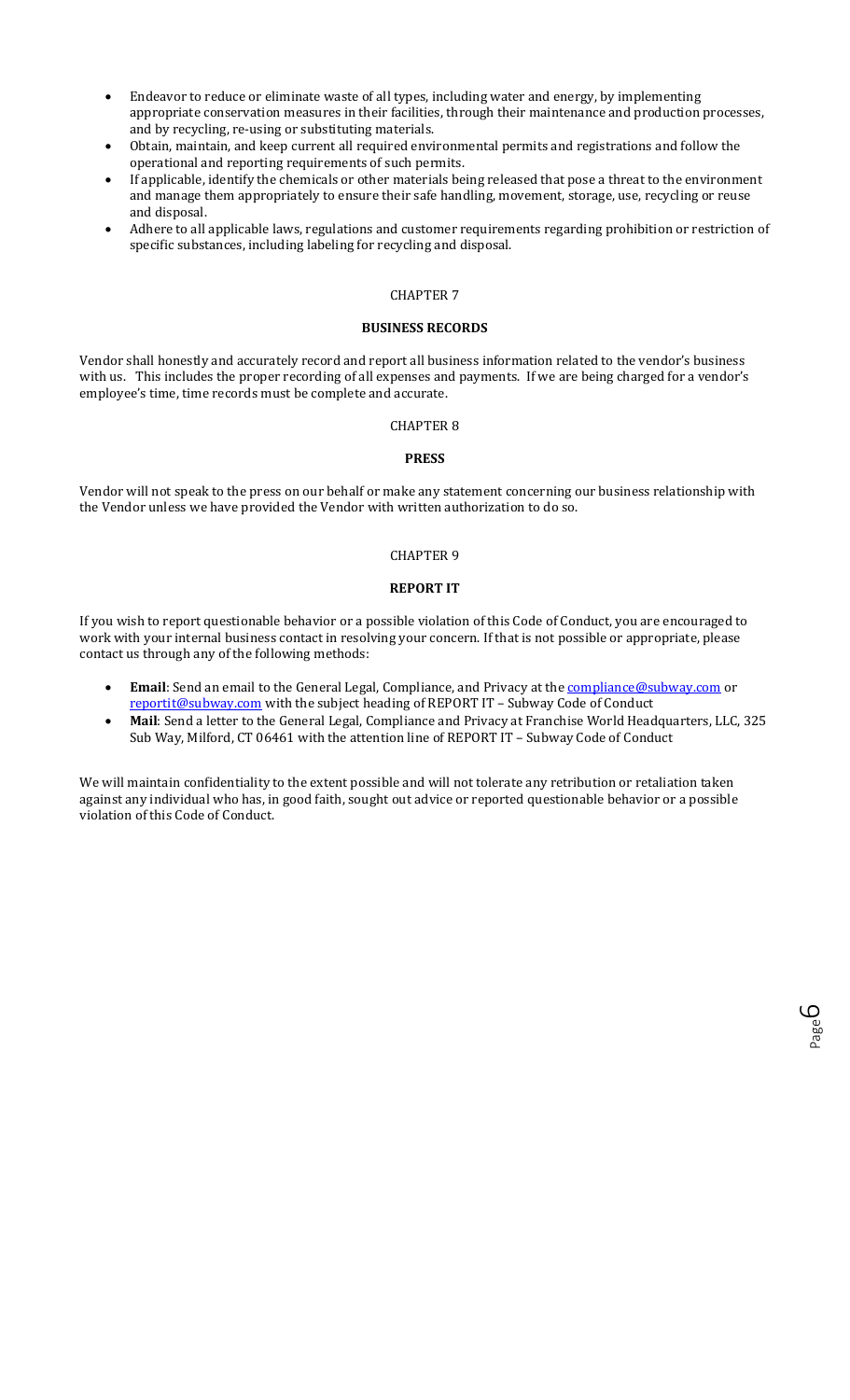- Endeavor to reduce or eliminate waste of all types, including water and energy, by implementing appropriate conservation measures in their facilities, through their maintenance and production processes, and by recycling, re-using or substituting materials.
- Obtain, maintain, and keep current all required environmental permits and registrations and follow the operational and reporting requirements of such permits.
- If applicable, identify the chemicals or other materials being released that pose a threat to the environment and manage them appropriately to ensure their safe handling, movement, storage, use, recycling or reuse and disposal.
- Adhere to all applicable laws, regulations and customer requirements regarding prohibition or restriction of specific substances, including labeling for recycling and disposal.

CHAPTER 7

## BUSINESS RECORDS

Vendor shall honestly and accurately record and report all business information related to the vendor's business with us. This includes the proper recording of all expenses and payments. If we are being charged for a vendor's employee's time, time records must be complete and accurate.

CHAPTER 8

## PRESS

Vendor will not speak to the press on our behalf or make any statement concerning our business relationship with the Vendor unless we have provided the Vendor with written authorization to do so.

CHAPTER 9

## REPORT IT

If you wish to report questionable behavior or a possible violation of this Code of Conduct, you are encouraged to work with your internal business contact in resolving your concern. If that is not possible or appropriate, please contact us through any of the following methods:

- **Email**: Send an email to the General Legal, Compliance, and Privacy at the compliance@subway.com or reportit@subway.com with the subject heading of REPORT IT – Subway Code of Conduct
- **Mail**: Send a letter to the General Legal, Compliance and Privacy at Franchise World Headquarters, LLC, 325 Sub Way, Milford, CT 06461 with the attention line of REPORT IT – Subway Code of Conduct

We will maintain confidentiality to the extent possible and will not tolerate any retribution or retaliation taken against any individual who has, in good faith, sought out advice or reported questionable behavior or a possible violation of this Code of Conduct.